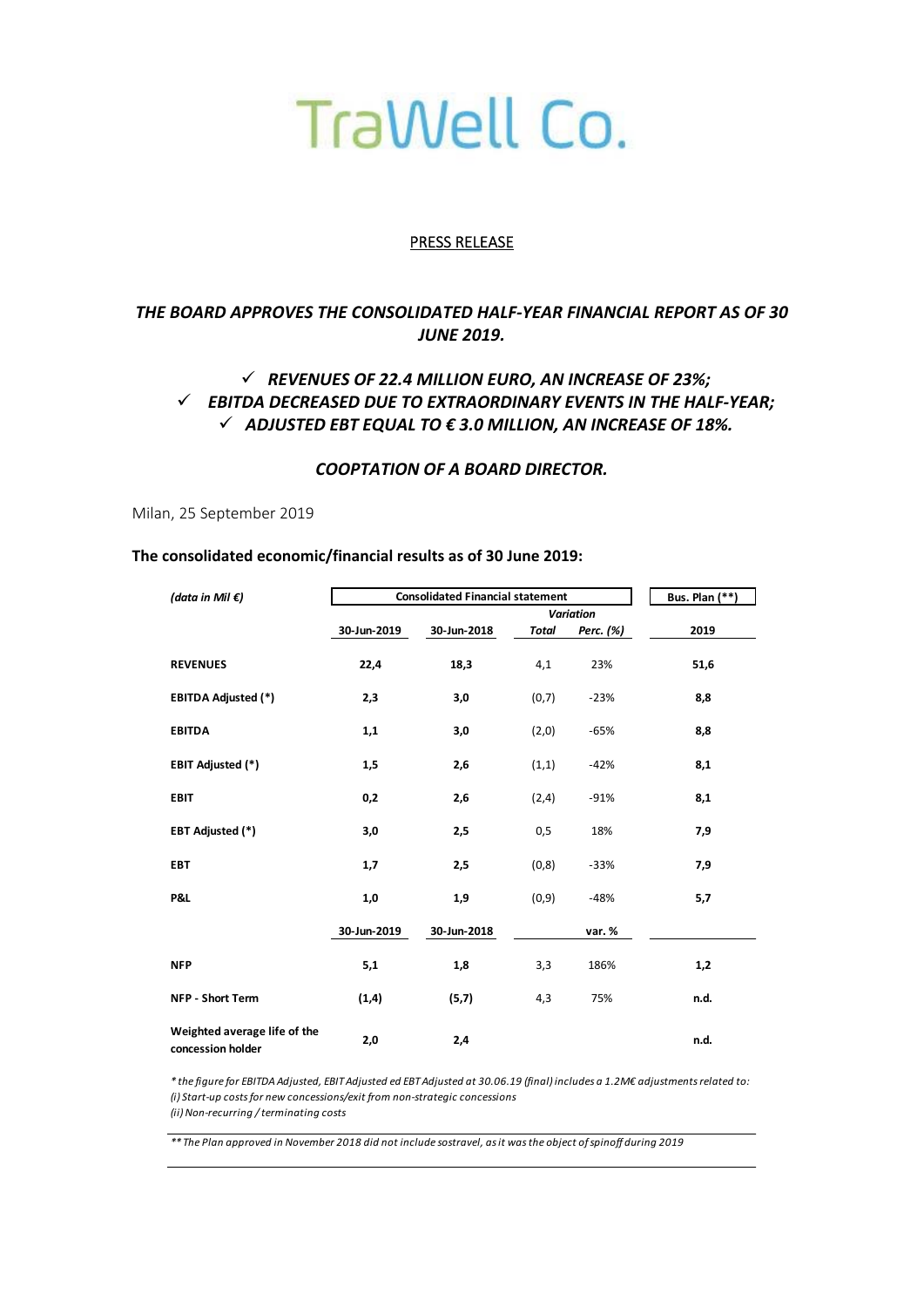# TraWell Co.

PRESS RELEASE

## *THE BOARD APPROVES THE CONSOLIDATED HALF-YEAR FINANCIAL REPORT AS OF 30 JUNE 2019.*

- ✓ ***REVENUES OF 22.4 MILLION EURO, AN INCREASE OF 23%;***
- ✓ ***EBITDA DECREASED DUE TO EXTRAORDINARY EVENTS IN THE HALF-YEAR;***
- ✓ ***ADJUSTED EBT EQUAL TO € 3.0 MILLION, AN INCREASE OF 18%.***

### *COOPTATION OF A BOARD DIRECTOR.*

Milan, 25 September 2019

**The consolidated economic/financial results as of 30 June 2019:**

| *(data in Mil €)* | Consolidated Financial statement | | | | Bus. Plan (**) |
|---|---|---|---|---|---|
| | | | *Variation* | | |
| | 30-Jun-2019 | 30-Jun-2018 | *Total* | *Perc. (%)* | 2019 |
| **REVENUES** | **22,4** | **18,3** | 4,1 | 23% | **51,6** |
| **EBITDA Adjusted (*)** | **2,3** | **3,0** | (0,7) | -23% | **8,8** |
| **EBITDA** | **1,1** | **3,0** | (2,0) | -65% | **8,8** |
| **EBIT Adjusted (*)** | **1,5** | **2,6** | (1,1) | -42% | **8,1** |
| **EBIT** | **0,2** | **2,6** | (2,4) | -91% | **8,1** |
| **EBT Adjusted (*)** | **3,0** | **2,5** | 0,5 | 18% | **7,9** |
| **EBT** | **1,7** | **2,5** | (0,8) | -33% | **7,9** |
| **P&L** | **1,0** | **1,9** | (0,9) | -48% | **5,7** |
| | 30-Jun-2019 | 30-Jun-2018 | | var. % | |
| **NFP** | **5,1** | **1,8** | 3,3 | 186% | **1,2** |
| **NFP - Short Term** | **(1,4)** | **(5,7)** | 4,3 | 75% | **n.d.** |
| **Weighted average life of the concession holder** | **2,0** | **2,4** | | | **n.d.** |

*\* the figure for EBITDA Adjusted, EBIT Adjusted ed EBT Adjusted at 30.06.19 (final) includes a 1.2M€ adjustments related to:*
*(i) Start-up costs for new concessions/exit from non-strategic concessions*
*(ii) Non-recurring / terminating costs*

*\*\* The Plan approved in November 2018 did not include sostravel, as it was the object of spinoff during 2019*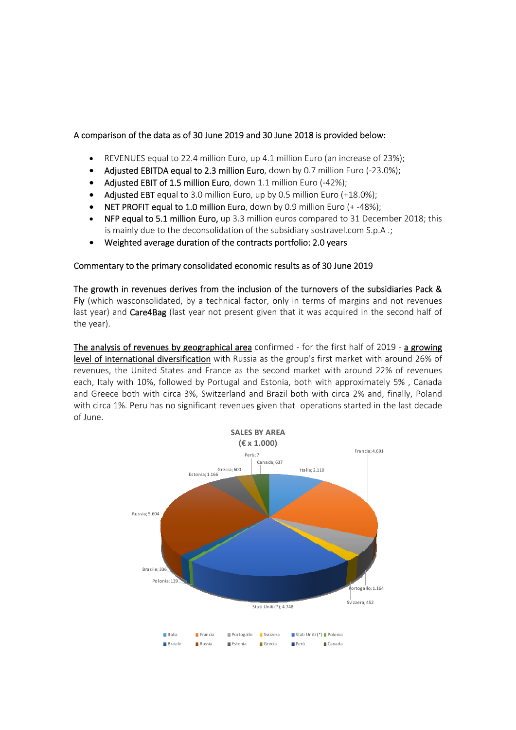A comparison of the data as of 30 June 2019 and 30 June 2018 is provided below:

- REVENUES equal to 22.4 million Euro, up 4.1 million Euro (an increase of 23%);
- **Adjusted EBITDA equal to 2.3 million Euro**, down by 0.7 million Euro (-23.0%);
- **Adjusted EBIT of 1.5 million Euro**, down 1.1 million Euro (-42%);
- **Adjusted EBT** equal to 3.0 million Euro, up by 0.5 million Euro (+18.0%);
- **NET PROFIT equal to 1.0 million Euro**, down by 0.9 million Euro (+ -48%);
- **NFP equal to 5.1 million Euro,** up 3.3 million euros compared to 31 December 2018; this is mainly due to the deconsolidation of the subsidiary sostravel.com S.p.A .;
- **Weighted average duration of the contracts portfolio: 2.0 years**

Commentary to the primary consolidated economic results as of 30 June 2019

**The growth in revenues derives from the inclusion of the turnovers of the subsidiaries Pack & Fly** (which wasconsolidated, by a technical factor, only in terms of margins and not revenues last year) and **Care4Bag** (last year not present given that it was acquired in the second half of the year).

The analysis of revenues by geographical area confirmed - for the first half of 2019 - a growing level of international diversification with Russia as the group's first market with around 26% of revenues, the United States and France as the second market with around 22% of revenues each, Italy with 10%, followed by Portugal and Estonia, both with approximately 5% , Canada and Greece both with circa 3%, Switzerland and Brazil both with circa 2% and, finally, Poland with circa 1%. Peru has no significant revenues given that operations started in the last decade of June.

**SALES BY AREA**
**(€ x 1.000)**

| Area | Value |
|---|---|
| Italia | 2.110 |
| Francia | 4.691 |
| Portogallo | 1.164 |
| Svizzera | 452 |
| Stati Uniti (*) | 4.748 |
| Polonia | 139 |
| Brasile | 336 |
| Russia | 5.604 |
| Estonia | 1.166 |
| Grecia | 600 |
| Perù | 7 |
| Canada | 637 |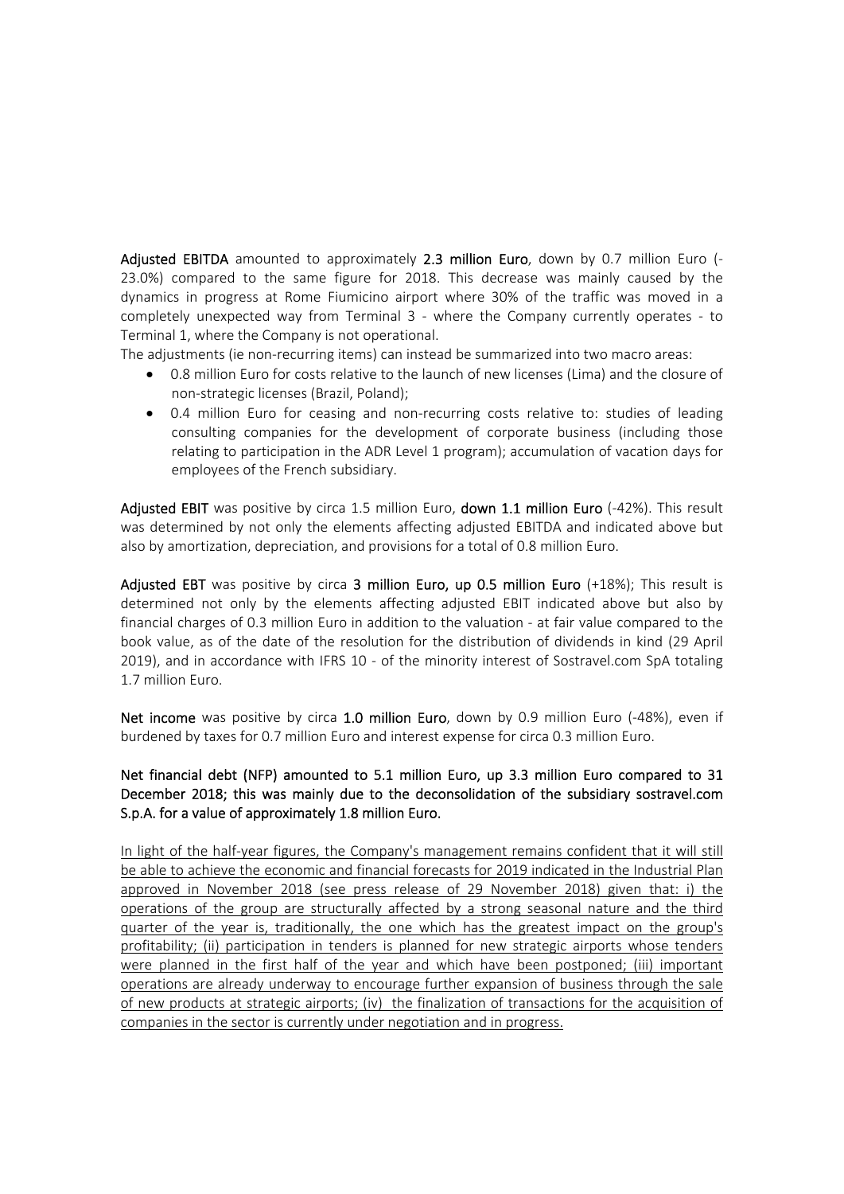**Adjusted EBITDA** amounted to approximately **2.3 million Euro**, down by 0.7 million Euro (-23.0%) compared to the same figure for 2018. This decrease was mainly caused by the dynamics in progress at Rome Fiumicino airport where 30% of the traffic was moved in a completely unexpected way from Terminal 3 - where the Company currently operates - to Terminal 1, where the Company is not operational.

The adjustments (ie non-recurring items) can instead be summarized into two macro areas:

- 0.8 million Euro for costs relative to the launch of new licenses (Lima) and the closure of non-strategic licenses (Brazil, Poland);
- 0.4 million Euro for ceasing and non-recurring costs relative to: studies of leading consulting companies for the development of corporate business (including those relating to participation in the ADR Level 1 program); accumulation of vacation days for employees of the French subsidiary.

**Adjusted EBIT** was positive by circa 1.5 million Euro, **down 1.1 million Euro** (-42%). This result was determined by not only the elements affecting adjusted EBITDA and indicated above but also by amortization, depreciation, and provisions for a total of 0.8 million Euro.

**Adjusted EBT** was positive by circa **3 million Euro, up 0.5 million Euro** (+18%); This result is determined not only by the elements affecting adjusted EBIT indicated above but also by financial charges of 0.3 million Euro in addition to the valuation - at fair value compared to the book value, as of the date of the resolution for the distribution of dividends in kind (29 April 2019), and in accordance with IFRS 10 - of the minority interest of Sostravel.com SpA totaling 1.7 million Euro.

**Net income** was positive by circa **1.0 million Euro**, down by 0.9 million Euro (-48%), even if burdened by taxes for 0.7 million Euro and interest expense for circa 0.3 million Euro.

**Net financial debt (NFP) amounted to 5.1 million Euro, up 3.3 million Euro compared to 31 December 2018; this was mainly due to the deconsolidation of the subsidiary sostravel.com S.p.A. for a value of approximately 1.8 million Euro.**

In light of the half-year figures, the Company's management remains confident that it will still be able to achieve the economic and financial forecasts for 2019 indicated in the Industrial Plan approved in November 2018 (see press release of 29 November 2018) given that: i) the operations of the group are structurally affected by a strong seasonal nature and the third quarter of the year is, traditionally, the one which has the greatest impact on the group's profitability; (ii) participation in tenders is planned for new strategic airports whose tenders were planned in the first half of the year and which have been postponed; (iii) important operations are already underway to encourage further expansion of business through the sale of new products at strategic airports; (iv) the finalization of transactions for the acquisition of companies in the sector is currently under negotiation and in progress.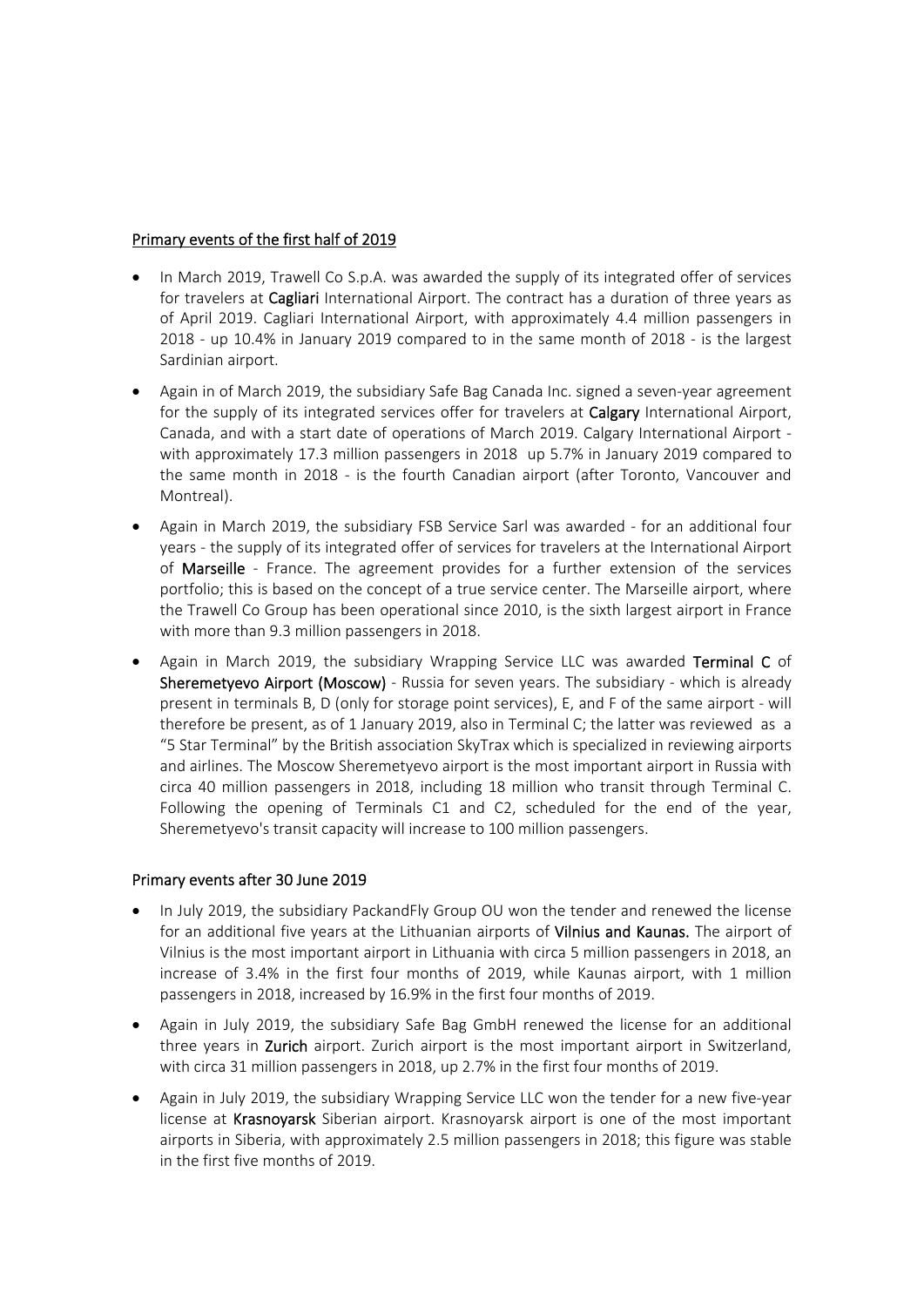## Primary events of the first half of 2019

- In March 2019, Trawell Co S.p.A. was awarded the supply of its integrated offer of services for travelers at **Cagliari** International Airport. The contract has a duration of three years as of April 2019. Cagliari International Airport, with approximately 4.4 million passengers in 2018 - up 10.4% in January 2019 compared to in the same month of 2018 - is the largest Sardinian airport.
- Again in of March 2019, the subsidiary Safe Bag Canada Inc. signed a seven-year agreement for the supply of its integrated services offer for travelers at **Calgary** International Airport, Canada, and with a start date of operations of March 2019. Calgary International Airport - with approximately 17.3 million passengers in 2018 up 5.7% in January 2019 compared to the same month in 2018 - is the fourth Canadian airport (after Toronto, Vancouver and Montreal).
- Again in March 2019, the subsidiary FSB Service Sarl was awarded - for an additional four years - the supply of its integrated offer of services for travelers at the International Airport of **Marseille** - France. The agreement provides for a further extension of the services portfolio; this is based on the concept of a true service center. The Marseille airport, where the Trawell Co Group has been operational since 2010, is the sixth largest airport in France with more than 9.3 million passengers in 2018.
- Again in March 2019, the subsidiary Wrapping Service LLC was awarded **Terminal C** of **Sheremetyevo Airport (Moscow)** - Russia for seven years. The subsidiary - which is already present in terminals B, D (only for storage point services), E, and F of the same airport - will therefore be present, as of 1 January 2019, also in Terminal C; the latter was reviewed as a "5 Star Terminal" by the British association SkyTrax which is specialized in reviewing airports and airlines. The Moscow Sheremetyevo airport is the most important airport in Russia with circa 40 million passengers in 2018, including 18 million who transit through Terminal C. Following the opening of Terminals C1 and C2, scheduled for the end of the year, Sheremetyevo's transit capacity will increase to 100 million passengers.

## Primary events after 30 June 2019

- In July 2019, the subsidiary PackandFly Group OU won the tender and renewed the license for an additional five years at the Lithuanian airports of **Vilnius and Kaunas.** The airport of Vilnius is the most important airport in Lithuania with circa 5 million passengers in 2018, an increase of 3.4% in the first four months of 2019, while Kaunas airport, with 1 million passengers in 2018, increased by 16.9% in the first four months of 2019.
- Again in July 2019, the subsidiary Safe Bag GmbH renewed the license for an additional three years in **Zurich** airport. Zurich airport is the most important airport in Switzerland, with circa 31 million passengers in 2018, up 2.7% in the first four months of 2019.
- Again in July 2019, the subsidiary Wrapping Service LLC won the tender for a new five-year license at **Krasnoyarsk** Siberian airport. Krasnoyarsk airport is one of the most important airports in Siberia, with approximately 2.5 million passengers in 2018; this figure was stable in the first five months of 2019.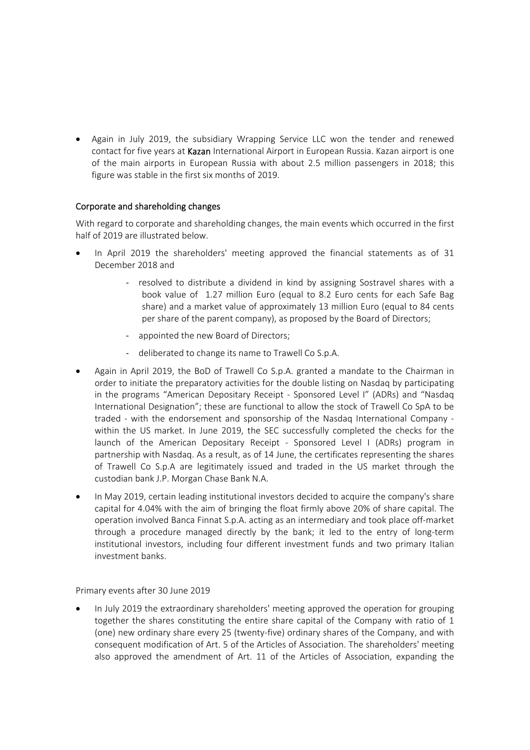- Again in July 2019, the subsidiary Wrapping Service LLC won the tender and renewed contact for five years at **Kazan** International Airport in European Russia. Kazan airport is one of the main airports in European Russia with about 2.5 million passengers in 2018; this figure was stable in the first six months of 2019.

## Corporate and shareholding changes

With regard to corporate and shareholding changes, the main events which occurred in the first half of 2019 are illustrated below.

- In April 2019 the shareholders' meeting approved the financial statements as of 31 December 2018 and
  - resolved to distribute a dividend in kind by assigning Sostravel shares with a book value of 1.27 million Euro (equal to 8.2 Euro cents for each Safe Bag share) and a market value of approximately 13 million Euro (equal to 84 cents per share of the parent company), as proposed by the Board of Directors;
  - appointed the new Board of Directors;
  - deliberated to change its name to Trawell Co S.p.A.
- Again in April 2019, the BoD of Trawell Co S.p.A. granted a mandate to the Chairman in order to initiate the preparatory activities for the double listing on Nasdaq by participating in the programs "American Depositary Receipt - Sponsored Level I" (ADRs) and "Nasdaq International Designation"; these are functional to allow the stock of Trawell Co SpA to be traded - with the endorsement and sponsorship of the Nasdaq International Company - within the US market. In June 2019, the SEC successfully completed the checks for the launch of the American Depositary Receipt - Sponsored Level I (ADRs) program in partnership with Nasdaq. As a result, as of 14 June, the certificates representing the shares of Trawell Co S.p.A are legitimately issued and traded in the US market through the custodian bank J.P. Morgan Chase Bank N.A.
- In May 2019, certain leading institutional investors decided to acquire the company's share capital for 4.04% with the aim of bringing the float firmly above 20% of share capital. The operation involved Banca Finnat S.p.A. acting as an intermediary and took place off-market through a procedure managed directly by the bank; it led to the entry of long-term institutional investors, including four different investment funds and two primary Italian investment banks.

Primary events after 30 June 2019

- In July 2019 the extraordinary shareholders' meeting approved the operation for grouping together the shares constituting the entire share capital of the Company with ratio of 1 (one) new ordinary share every 25 (twenty-five) ordinary shares of the Company, and with consequent modification of Art. 5 of the Articles of Association. The shareholders' meeting also approved the amendment of Art. 11 of the Articles of Association, expanding the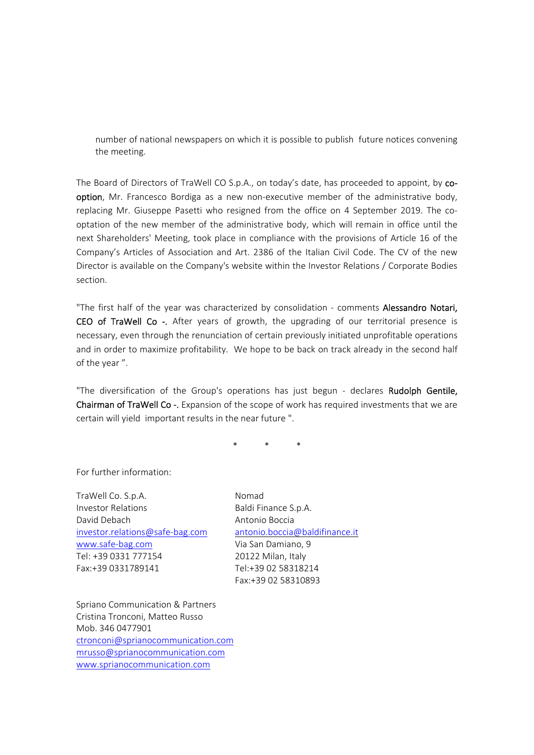number of national newspapers on which it is possible to publish future notices convening the meeting.

The Board of Directors of TraWell CO S.p.A., on today's date, has proceeded to appoint, by **co-option**, Mr. Francesco Bordiga as a new non-executive member of the administrative body, replacing Mr. Giuseppe Pasetti who resigned from the office on 4 September 2019. The co-optation of the new member of the administrative body, which will remain in office until the next Shareholders' Meeting, took place in compliance with the provisions of Article 16 of the Company's Articles of Association and Art. 2386 of the Italian Civil Code. The CV of the new Director is available on the Company's website within the Investor Relations / Corporate Bodies section.

"The first half of the year was characterized by consolidation - comments **Alessandro Notari, CEO of TraWell Co -.** After years of growth, the upgrading of our territorial presence is necessary, even through the renunciation of certain previously initiated unprofitable operations and in order to maximize profitability. We hope to be back on track already in the second half of the year ".

"The diversification of the Group's operations has just begun - declares **Rudolph Gentile, Chairman of TraWell Co -.** Expansion of the scope of work has required investments that we are certain will yield important results in the near future ".

\* \* \*

For further information:

TraWell Co. S.p.A.
Investor Relations
David Debach
investor.relations@safe-bag.com
www.safe-bag.com
Tel: +39 0331 777154
Fax:+39 0331789141

Nomad
Baldi Finance S.p.A.
Antonio Boccia
antonio.boccia@baldifinance.it
Via San Damiano, 9
20122 Milan, Italy
Tel:+39 02 58318214
Fax:+39 02 58310893

Spriano Communication & Partners
Cristina Tronconi, Matteo Russo
Mob. 346 0477901
ctronconi@sprianocommunication.com
mrusso@sprianocommunication.com
www.sprianocommunication.com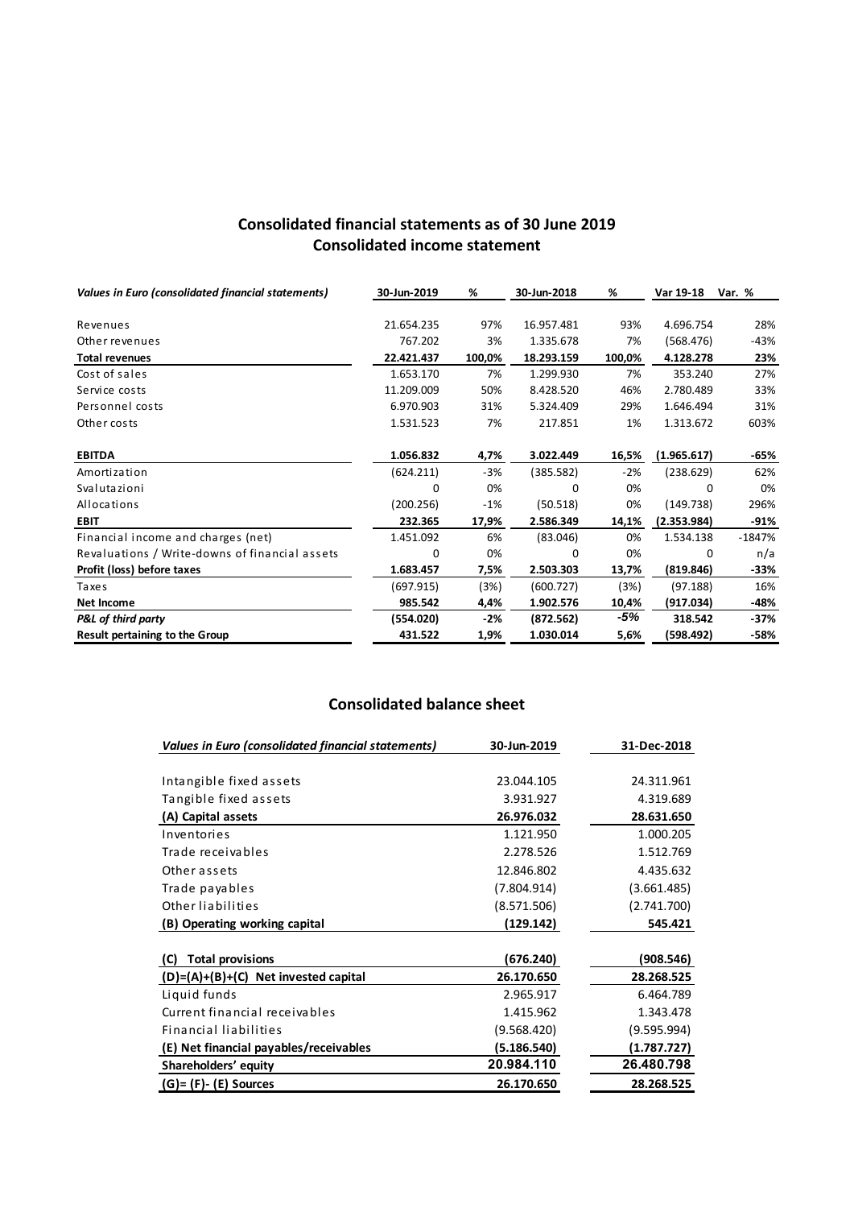## Consolidated financial statements as of 30 June 2019
## Consolidated income statement

| *Values in Euro (consolidated financial statements)* | 30-Jun-2019 | % | 30-Jun-2018 | % | Var 19-18 | Var. % |
|---|---|---|---|---|---|---|
| Revenues | 21.654.235 | 97% | 16.957.481 | 93% | 4.696.754 | 28% |
| Other revenues | 767.202 | 3% | 1.335.678 | 7% | (568.476) | -43% |
| **Total revenues** | **22.421.437** | **100,0%** | **18.293.159** | **100,0%** | **4.128.278** | **23%** |
| Cost of sales | 1.653.170 | 7% | 1.299.930 | 7% | 353.240 | 27% |
| Service costs | 11.209.009 | 50% | 8.428.520 | 46% | 2.780.489 | 33% |
| Personnel costs | 6.970.903 | 31% | 5.324.409 | 29% | 1.646.494 | 31% |
| Other costs | 1.531.523 | 7% | 217.851 | 1% | 1.313.672 | 603% |
| **EBITDA** | **1.056.832** | **4,7%** | **3.022.449** | **16,5%** | **(1.965.617)** | **-65%** |
| Amortization | (624.211) | -3% | (385.582) | -2% | (238.629) | 62% |
| Svalutazioni | 0 | 0% | 0 | 0% | 0 | 0% |
| Allocations | (200.256) | -1% | (50.518) | 0% | (149.738) | 296% |
| **EBIT** | **232.365** | **17,9%** | **2.586.349** | **14,1%** | **(2.353.984)** | **-91%** |
| Financial income and charges (net) | 1.451.092 | 6% | (83.046) | 0% | 1.534.138 | -1847% |
| Revaluations / Write-downs of financial assets | 0 | 0% | 0 | 0% | 0 | n/a |
| **Profit (loss) before taxes** | **1.683.457** | **7,5%** | **2.503.303** | **13,7%** | **(819.846)** | **-33%** |
| Taxes | (697.915) | (3%) | (600.727) | (3%) | (97.188) | 16% |
| **Net Income** | **985.542** | **4,4%** | **1.902.576** | **10,4%** | **(917.034)** | **-48%** |
| ***P&L of third party*** | **(554.020)** | **-2%** | **(872.562)** | **-5%** | **318.542** | **-37%** |
| **Result pertaining to the Group** | **431.522** | **1,9%** | **1.030.014** | **5,6%** | **(598.492)** | **-58%** |

## Consolidated balance sheet

| *Values in Euro (consolidated financial statements)* | 30-Jun-2019 | 31-Dec-2018 |
|---|---|---|
| Intangible fixed assets | 23.044.105 | 24.311.961 |
| Tangible fixed assets | 3.931.927 | 4.319.689 |
| **(A) Capital assets** | **26.976.032** | **28.631.650** |
| Inventories | 1.121.950 | 1.000.205 |
| Trade receivables | 2.278.526 | 1.512.769 |
| Other assets | 12.846.802 | 4.435.632 |
| Trade payables | (7.804.914) | (3.661.485) |
| Other liabilities | (8.571.506) | (2.741.700) |
| **(B) Operating working capital** | **(129.142)** | **545.421** |
| **(C) Total provisions** | **(676.240)** | **(908.546)** |
| **(D)=(A)+(B)+(C) Net invested capital** | **26.170.650** | **28.268.525** |
| Liquid funds | 2.965.917 | 6.464.789 |
| Current financial receivables | 1.415.962 | 1.343.478 |
| Financial liabilities | (9.568.420) | (9.595.994) |
| **(E) Net financial payables/receivables** | **(5.186.540)** | **(1.787.727)** |
| **Shareholders' equity** | **20.984.110** | **26.480.798** |
| **(G)= (F)- (E) Sources** | **26.170.650** | **28.268.525** |